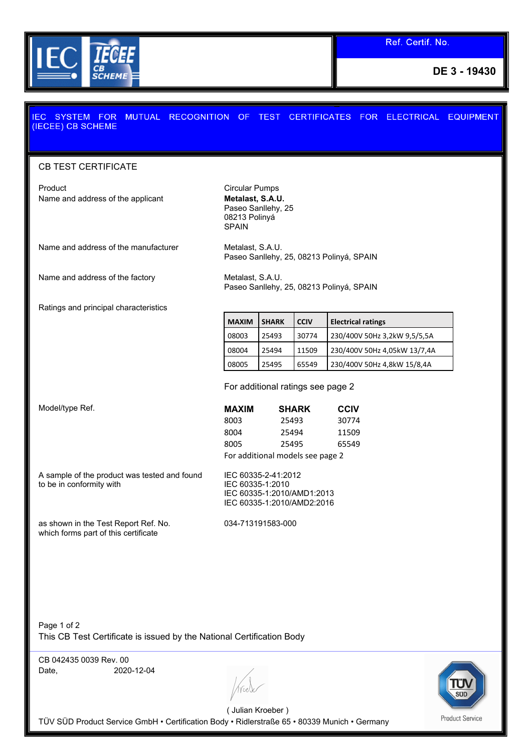Ref. Certif. No.

**DE 3 - 19430**

# IEC SYSTEM FOR MUTUAL RECOGNITION OF TEST CERTIFICATES FOR ELECTRICAL EQUIPMENT (IECEE) CB SCHEME

## CB TEST CERTIFICATE

**Product**
Circular Pumps

**Name and address of the applicant**
**Metalast, S.A.U.**
Paseo Sanllehy, 25
08213 Polinyá
SPAIN

**Name and address of the manufacturer**
Metalast, S.A.U.
Paseo Sanllehy, 25, 08213 Polinyá, SPAIN

**Name and address of the factory**
Metalast, S.A.U.
Paseo Sanllehy, 25, 08213 Polinyá, SPAIN

**Ratings and principal characteristics**

| MAXIM | SHARK | CCIV | Electrical ratings |
|---|---|---|---|
| 08003 | 25493 | 30774 | 230/400V 50Hz 3,2kW 9,5/5,5A |
| 08004 | 25494 | 11509 | 230/400V 50Hz 4,05kW 13/7,4A |
| 08005 | 25495 | 65549 | 230/400V 50Hz 4,8kW 15/8,4A |

For additional ratings see page 2

**Model/type Ref.**

| MAXIM | SHARK | CCIV |
|---|---|---|
| 8003 | 25493 | 30774 |
| 8004 | 25494 | 11509 |
| 8005 | 25495 | 65549 |

For additional models see page 2

**A sample of the product was tested and found to be in conformity with**
IEC 60335-2-41:2012
IEC 60335-1:2010
IEC 60335-1:2010/AMD1:2013
IEC 60335-1:2010/AMD2:2016

**as shown in the Test Report Ref. No. which forms part of this certificate**
034-713191583-000

This CB Test Certificate is issued by the National Certification Body

CB 042435 0039 Rev. 00
Date, 2020-12-04

( Julian Kroeber )

TÜV SÜD Product Service GmbH • Certification Body • Ridlerstraße 65 • 80339 Munich • Germany

TÜV SÜD Product Service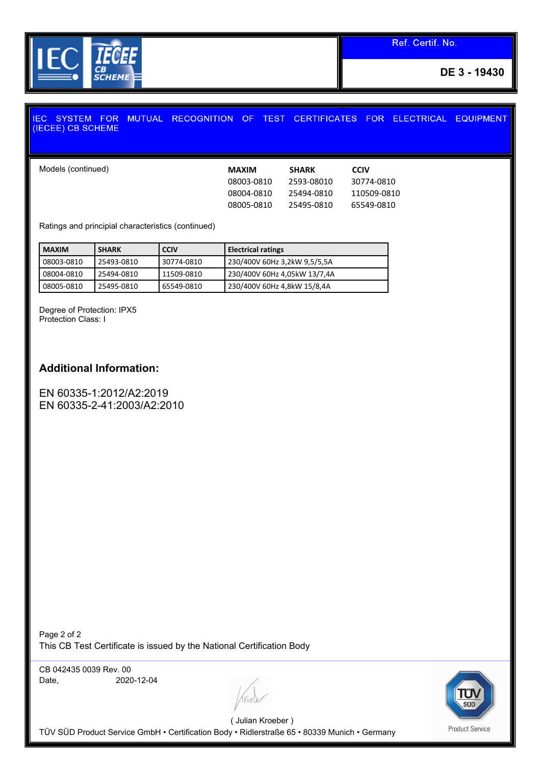Ref. Certif. No.

**DE 3 - 19430**

IEC SYSTEM FOR MUTUAL RECOGNITION OF TEST CERTIFICATES FOR ELECTRICAL EQUIPMENT (IECEE) CB SCHEME

Models (continued)

| MAXIM | SHARK | CCIV |
|---|---|---|
| 08003-0810 | 2593-08010 | 30774-0810 |
| 08004-0810 | 25494-0810 | 110509-0810 |
| 08005-0810 | 25495-0810 | 65549-0810 |

Ratings and principial characteristics (continued)

| MAXIM | SHARK | CCIV | Electrical ratings |
|---|---|---|---|
| 08003-0810 | 25493-0810 | 30774-0810 | 230/400V 60Hz 3,2kW 9,5/5,5A |
| 08004-0810 | 25494-0810 | 11509-0810 | 230/400V 60Hz 4,05kW 13/7,4A |
| 08005-0810 | 25495-0810 | 65549-0810 | 230/400V 60Hz 4,8kW 15/8,4A |

Degree of Protection: IPX5
Protection Class: I

## Additional Information:

EN 60335-1:2012/A2:2019
EN 60335-2-41:2003/A2:2010

This CB Test Certificate is issued by the National Certification Body

CB 042435 0039 Rev. 00
Date, 2020-12-04

( Julian Kroeber )

TÜV SÜD Product Service GmbH • Certification Body • Ridlerstraße 65 • 80339 Munich • Germany

TÜV SÜD Product Service